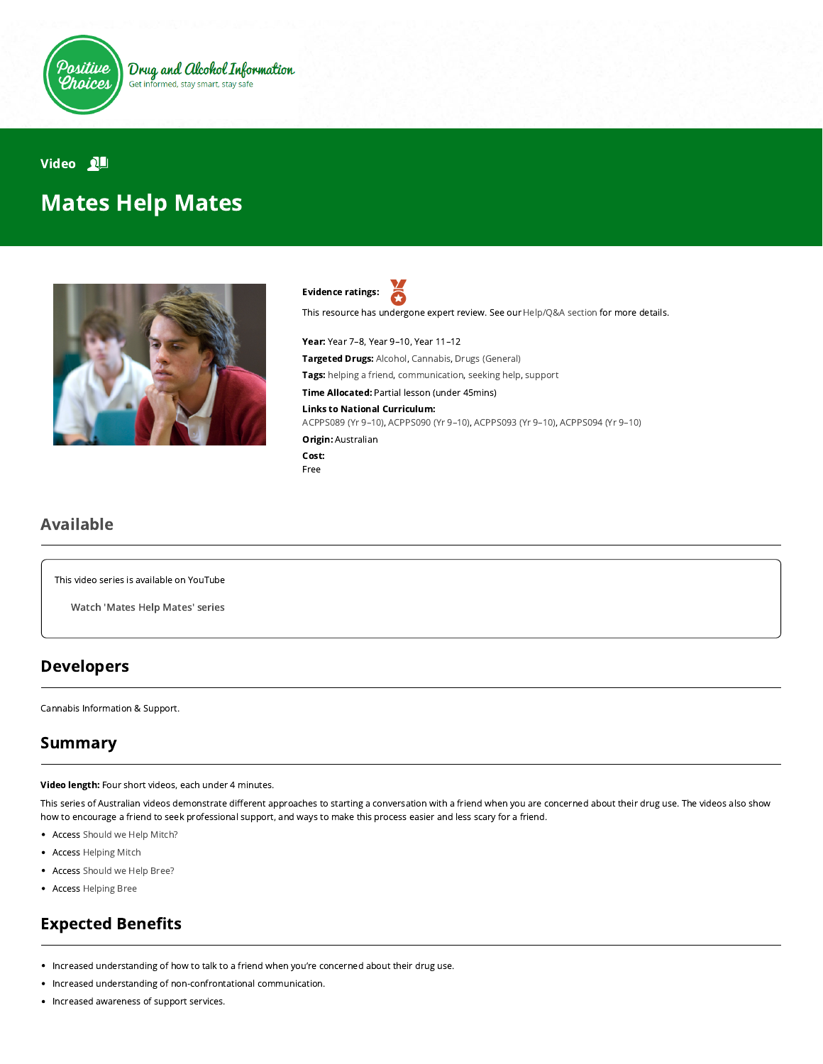Positive Choices

Drug and Alcohol Information

Get informed, stay smart, stay safe

Video

# Mates Help Mates

**Evidence ratings:**

This resource has undergone expert review. See our Help/Q&A section for more details.

**Year:** Year 7–8, Year 9–10, Year 11–12

**Targeted Drugs:** Alcohol, Cannabis, Drugs (General)

**Tags:** helping a friend, communication, seeking help, support

**Time Allocated:** Partial lesson (under 45mins)

**Links to National Curriculum:**
ACPPS089 (Yr 9–10), ACPPS090 (Yr 9–10), ACPPS093 (Yr 9–10), ACPPS094 (Yr 9–10)

**Origin:** Australian

**Cost:**
Free

## Available

This video series is available on YouTube

Watch 'Mates Help Mates' series

## Developers

Cannabis Information & Support.

## Summary

**Video length:** Four short videos, each under 4 minutes.

This series of Australian videos demonstrate different approaches to starting a conversation with a friend when you are concerned about their drug use. The videos also show how to encourage a friend to seek professional support, and ways to make this process easier and less scary for a friend.

- Access Should we Help Mitch?
- Access Helping Mitch
- Access Should we Help Bree?
- Access Helping Bree

## Expected Benefits

- Increased understanding of how to talk to a friend when you're concerned about their drug use.
- Increased understanding of non-confrontational communication.
- Increased awareness of support services.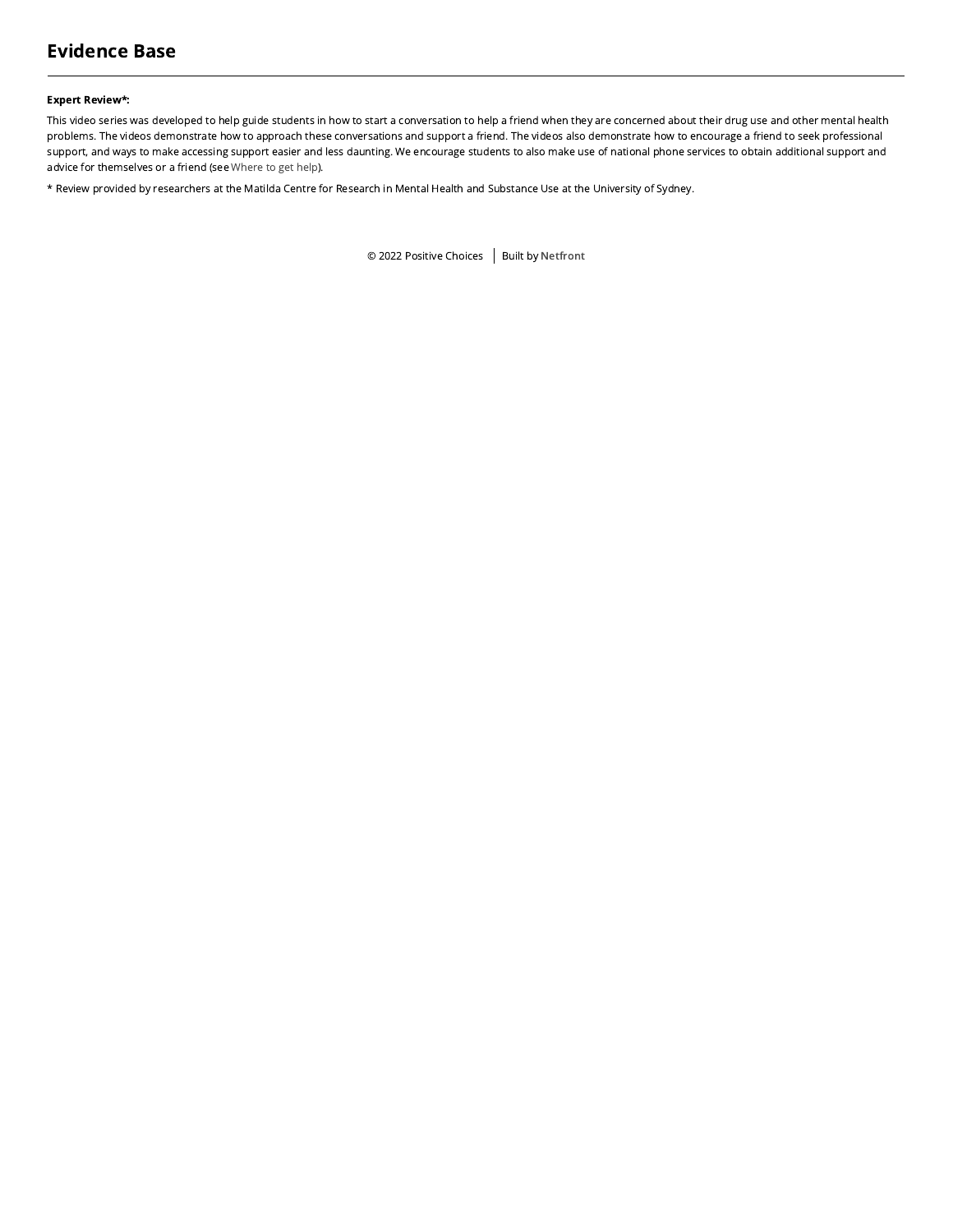## Evidence Base

**Expert Review*:**

This video series was developed to help guide students in how to start a conversation to help a friend when they are concerned about their drug use and other mental health problems. The videos demonstrate how to approach these conversations and support a friend. The videos also demonstrate how to encourage a friend to seek professional support, and ways to make accessing support easier and less daunting. We encourage students to also make use of national phone services to obtain additional support and advice for themselves or a friend (see Where to get help).

* Review provided by researchers at the Matilda Centre for Research in Mental Health and Substance Use at the University of Sydney.

© 2022 Positive Choices | Built by Netfront